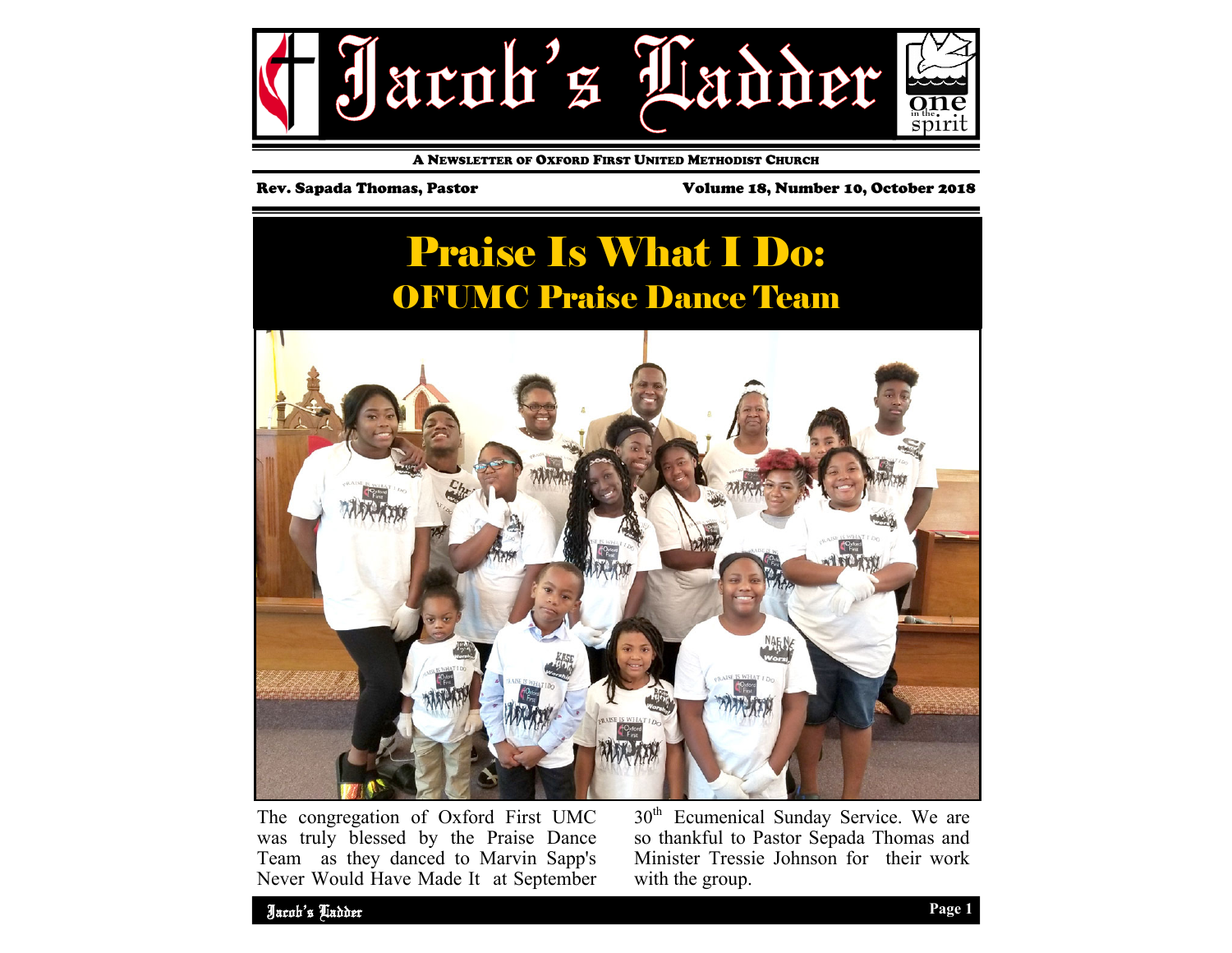# Jacob's Ladder

A NEWSLETTER OF OXFORD FIRST UNITED METHODIST CHURCH

Rev. Sapada Thomas, Pastor

Volume 18, Number 10, October 2018

## Praise Is What I Do:
### OFUMC Praise Dance Team

The congregation of Oxford First UMC was truly blessed by the Praise Dance Team as they danced to Marvin Sapp's Never Would Have Made It at September 30th Ecumenical Sunday Service. We are so thankful to Pastor Sepada Thomas and Minister Tressie Johnson for their work with the group.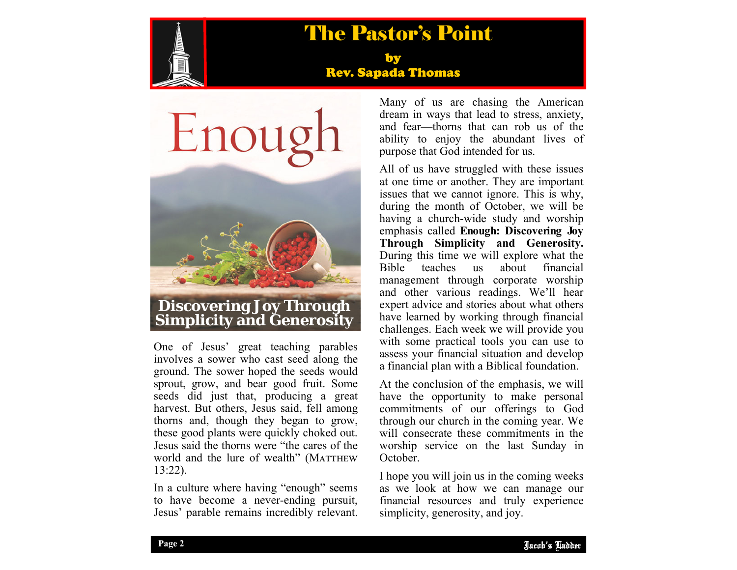# The Pastor's Point

**by**
**Rev. Sapada Thomas**

Enough

Discovering Joy Through Simplicity and Generosity

One of Jesus' great teaching parables involves a sower who cast seed along the ground. The sower hoped the seeds would sprout, grow, and bear good fruit. Some seeds did just that, producing a great harvest. But others, Jesus said, fell among thorns and, though they began to grow, these good plants were quickly choked out. Jesus said the thorns were "the cares of the world and the lure of wealth" (MATTHEW 13:22).

In a culture where having "enough" seems to have become a never-ending pursuit, Jesus' parable remains incredibly relevant. Many of us are chasing the American dream in ways that lead to stress, anxiety, and fear—thorns that can rob us of the ability to enjoy the abundant lives of purpose that God intended for us.

All of us have struggled with these issues at one time or another. They are important issues that we cannot ignore. This is why, during the month of October, we will be having a church-wide study and worship emphasis called **Enough: Discovering Joy Through Simplicity and Generosity.** During this time we will explore what the Bible teaches us about financial management through corporate worship and other various readings. We'll hear expert advice and stories about what others have learned by working through financial challenges. Each week we will provide you with some practical tools you can use to assess your financial situation and develop a financial plan with a Biblical foundation.

At the conclusion of the emphasis, we will have the opportunity to make personal commitments of our offerings to God through our church in the coming year. We will consecrate these commitments in the worship service on the last Sunday in October.

I hope you will join us in the coming weeks as we look at how we can manage our financial resources and truly experience simplicity, generosity, and joy.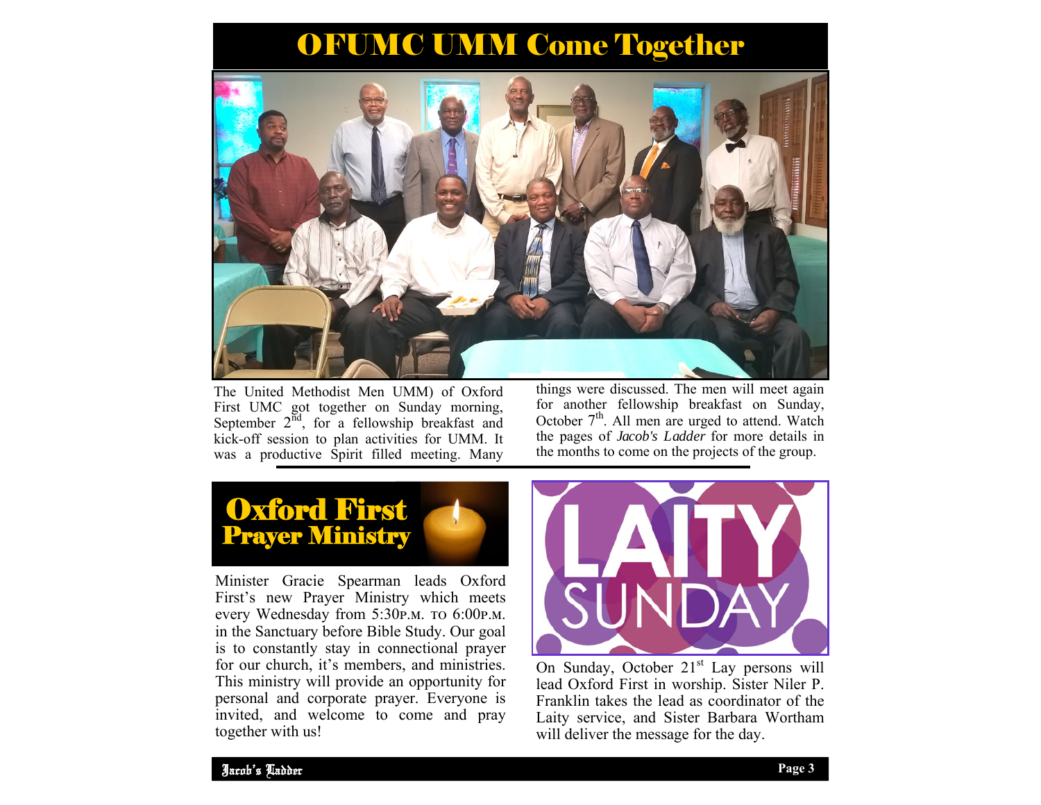# OFUMC UMM Come Together

The United Methodist Men UMM) of Oxford First UMC got together on Sunday morning, September 2nd, for a fellowship breakfast and kick-off session to plan activities for UMM. It was a productive Spirit filled meeting. Many things were discussed. The men will meet again for another fellowship breakfast on Sunday, October 7th. All men are urged to attend. Watch the pages of *Jacob's Ladder* for more details in the months to come on the projects of the group.

## Oxford First Prayer Ministry

Minister Gracie Spearman leads Oxford First's new Prayer Ministry which meets every Wednesday from 5:30P.M. TO 6:00P.M. in the Sanctuary before Bible Study. Our goal is to constantly stay in connectional prayer for our church, it's members, and ministries. This ministry will provide an opportunity for personal and corporate prayer. Everyone is invited, and welcome to come and pray together with us!

## LAITY SUNDAY

On Sunday, October 21st Lay persons will lead Oxford First in worship. Sister Niler P. Franklin takes the lead as coordinator of the Laity service, and Sister Barbara Wortham will deliver the message for the day.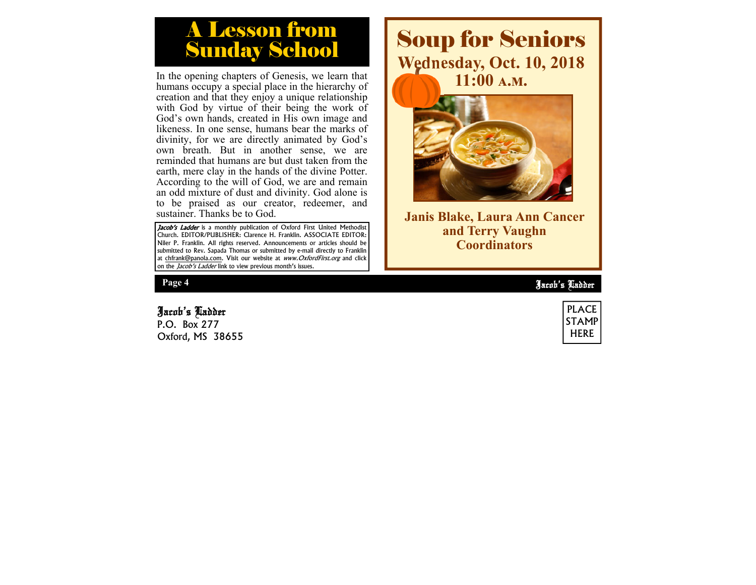# A Lesson from Sunday School

In the opening chapters of Genesis, we learn that humans occupy a special place in the hierarchy of creation and that they enjoy a unique relationship with God by virtue of their being the work of God's own hands, created in His own image and likeness. In one sense, humans bear the marks of divinity, for we are directly animated by God's own breath. But in another sense, we are reminded that humans are but dust taken from the earth, mere clay in the hands of the divine Potter. According to the will of God, we are and remain an odd mixture of dust and divinity. God alone is to be praised as our creator, redeemer, and sustainer. Thanks be to God.

*Jacob's Ladder* is a monthly publication of Oxford First United Methodist Church. EDITOR/PUBLISHER: Clarence H. Franklin. ASSOCIATE EDITOR: Niler P. Franklin. All rights reserved. Announcements or articles should be submitted to Rev. Sapada Thomas or submitted by e-mail directly to Franklin at chfrank@panola.com. Visit our website at *www.OxfordFirst.org* and click on the *Jacob's Ladder* link to view previous month's issues.

# Soup for Seniors

**Wednesday, Oct. 10, 2018**

**11:00 A.M.**

**Janis Blake, Laura Ann Cancer and Terry Vaughn Coordinators**

Jacob's Ladder
P.O. Box 277
Oxford, MS 38655

PLACE STAMP HERE